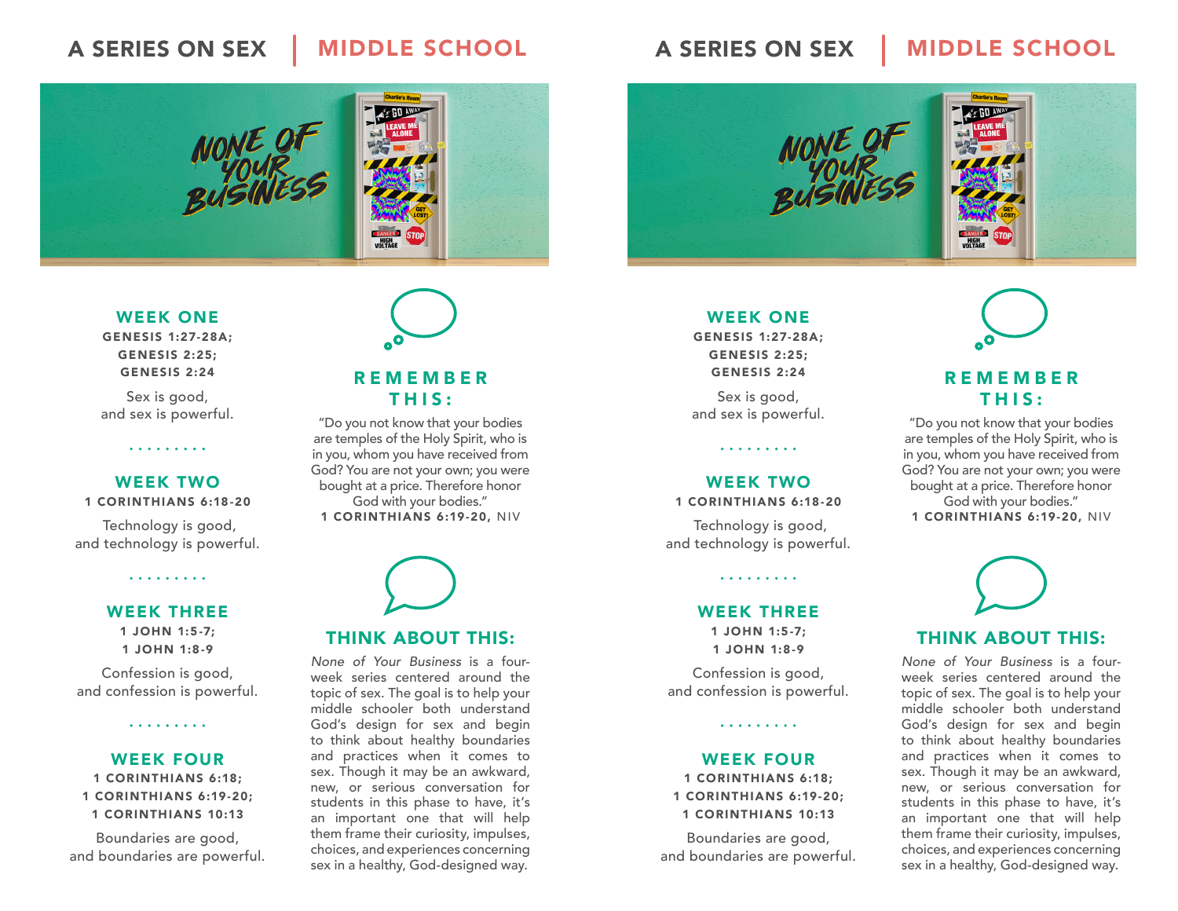# A SERIES ON SEX | MIDDLE SCHOOL

## NONE OF YOUR BUSINESS

### WEEK ONE
**GENESIS 1:27-28A;**
**GENESIS 2:25;**
**GENESIS 2:24**

Sex is good,
and sex is powerful.

### WEEK TWO
**1 CORINTHIANS 6:18-20**

Technology is good,
and technology is powerful.

### WEEK THREE
**1 JOHN 1:5-7;**
**1 JOHN 1:8-9**

Confession is good,
and confession is powerful.

### WEEK FOUR
**1 CORINTHIANS 6:18;**
**1 CORINTHIANS 6:19-20;**
**1 CORINTHIANS 10:13**

Boundaries are good,
and boundaries are powerful.

### REMEMBER THIS:

"Do you not know that your bodies are temples of the Holy Spirit, who is in you, whom you have received from God? You are not your own; you were bought at a price. Therefore honor God with your bodies."
**1 CORINTHIANS 6:19-20,** NIV

### THINK ABOUT THIS:

*None of Your Business* is a four-week series centered around the topic of sex. The goal is to help your middle schooler both understand God's design for sex and begin to think about healthy boundaries and practices when it comes to sex. Though it may be an awkward, new, or serious conversation for students in this phase to have, it's an important one that will help them frame their curiosity, impulses, choices, and experiences concerning sex in a healthy, God-designed way.

---

# A SERIES ON SEX | MIDDLE SCHOOL

## NONE OF YOUR BUSINESS

### WEEK ONE
**GENESIS 1:27-28A;**
**GENESIS 2:25;**
**GENESIS 2:24**

Sex is good,
and sex is powerful.

### WEEK TWO
**1 CORINTHIANS 6:18-20**

Technology is good,
and technology is powerful.

### WEEK THREE
**1 JOHN 1:5-7;**
**1 JOHN 1:8-9**

Confession is good,
and confession is powerful.

### WEEK FOUR
**1 CORINTHIANS 6:18;**
**1 CORINTHIANS 6:19-20;**
**1 CORINTHIANS 10:13**

Boundaries are good,
and boundaries are powerful.

### REMEMBER THIS:

"Do you not know that your bodies are temples of the Holy Spirit, who is in you, whom you have received from God? You are not your own; you were bought at a price. Therefore honor God with your bodies."
**1 CORINTHIANS 6:19-20,** NIV

### THINK ABOUT THIS:

*None of Your Business* is a four-week series centered around the topic of sex. The goal is to help your middle schooler both understand God's design for sex and begin to think about healthy boundaries and practices when it comes to sex. Though it may be an awkward, new, or serious conversation for students in this phase to have, it's an important one that will help them frame their curiosity, impulses, choices, and experiences concerning sex in a healthy, God-designed way.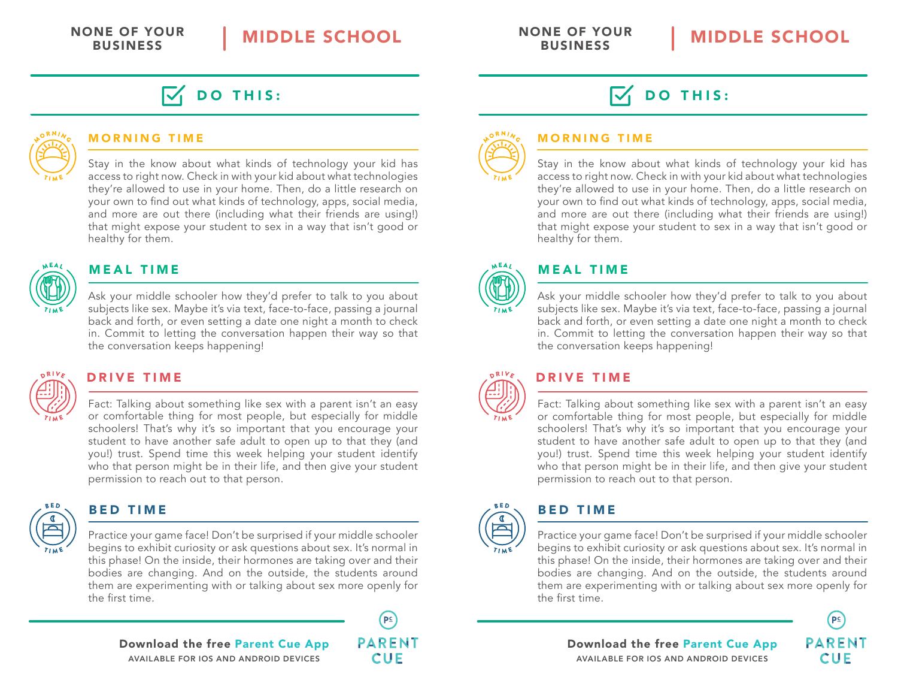# NONE OF YOUR BUSINESS | MIDDLE SCHOOL

## DO THIS:

### MORNING TIME

Stay in the know about what kinds of technology your kid has access to right now. Check in with your kid about what technologies they're allowed to use in your home. Then, do a little research on your own to find out what kinds of technology, apps, social media, and more are out there (including what their friends are using!) that might expose your student to sex in a way that isn't good or healthy for them.

### MEAL TIME

Ask your middle schooler how they'd prefer to talk to you about subjects like sex. Maybe it's via text, face-to-face, passing a journal back and forth, or even setting a date one night a month to check in. Commit to letting the conversation happen their way so that the conversation keeps happening!

### DRIVE TIME

Fact: Talking about something like sex with a parent isn't an easy or comfortable thing for most people, but especially for middle schoolers! That's why it's so important that you encourage your student to have another safe adult to open up to that they (and you!) trust. Spend time this week helping your student identify who that person might be in their life, and then give your student permission to reach out to that person.

### BED TIME

Practice your game face! Don't be surprised if your middle schooler begins to exhibit curiosity or ask questions about sex. It's normal in this phase! On the inside, their hormones are taking over and their bodies are changing. And on the outside, the students around them are experimenting with or talking about sex more openly for the first time.

**Download the free Parent Cue App**
AVAILABLE FOR IOS AND ANDROID DEVICES

PARENT CUE

# NONE OF YOUR BUSINESS | MIDDLE SCHOOL

## DO THIS:

### MORNING TIME

Stay in the know about what kinds of technology your kid has access to right now. Check in with your kid about what technologies they're allowed to use in your home. Then, do a little research on your own to find out what kinds of technology, apps, social media, and more are out there (including what their friends are using!) that might expose your student to sex in a way that isn't good or healthy for them.

### MEAL TIME

Ask your middle schooler how they'd prefer to talk to you about subjects like sex. Maybe it's via text, face-to-face, passing a journal back and forth, or even setting a date one night a month to check in. Commit to letting the conversation happen their way so that the conversation keeps happening!

### DRIVE TIME

Fact: Talking about something like sex with a parent isn't an easy or comfortable thing for most people, but especially for middle schoolers! That's why it's so important that you encourage your student to have another safe adult to open up to that they (and you!) trust. Spend time this week helping your student identify who that person might be in their life, and then give your student permission to reach out to that person.

### BED TIME

Practice your game face! Don't be surprised if your middle schooler begins to exhibit curiosity or ask questions about sex. It's normal in this phase! On the inside, their hormones are taking over and their bodies are changing. And on the outside, the students around them are experimenting with or talking about sex more openly for the first time.

**Download the free Parent Cue App**
AVAILABLE FOR IOS AND ANDROID DEVICES

PARENT CUE